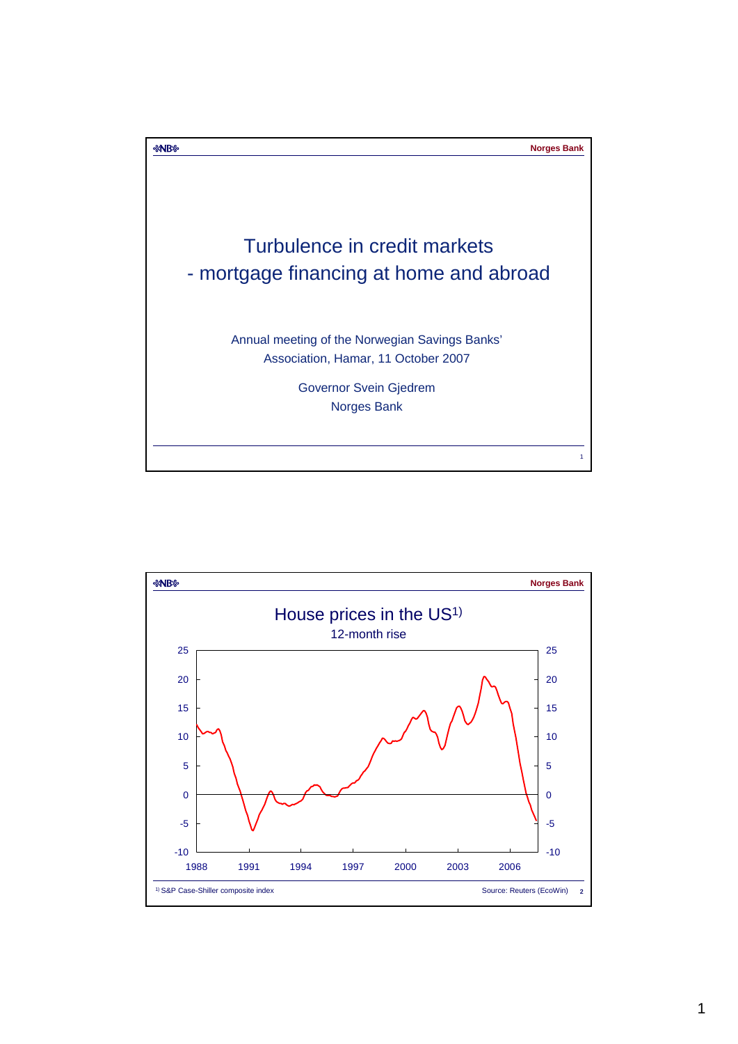# Turbulence in credit markets
## - mortgage financing at home and abroad

Annual meeting of the Norwegian Savings Banks' Association, Hamar, 11 October 2007

Governor Svein Gjedrem
Norges Bank

---

## House prices in the US[1)]

12-month rise

[1)] S&P Case-Shiller composite index

Source: Reuters (EcoWin)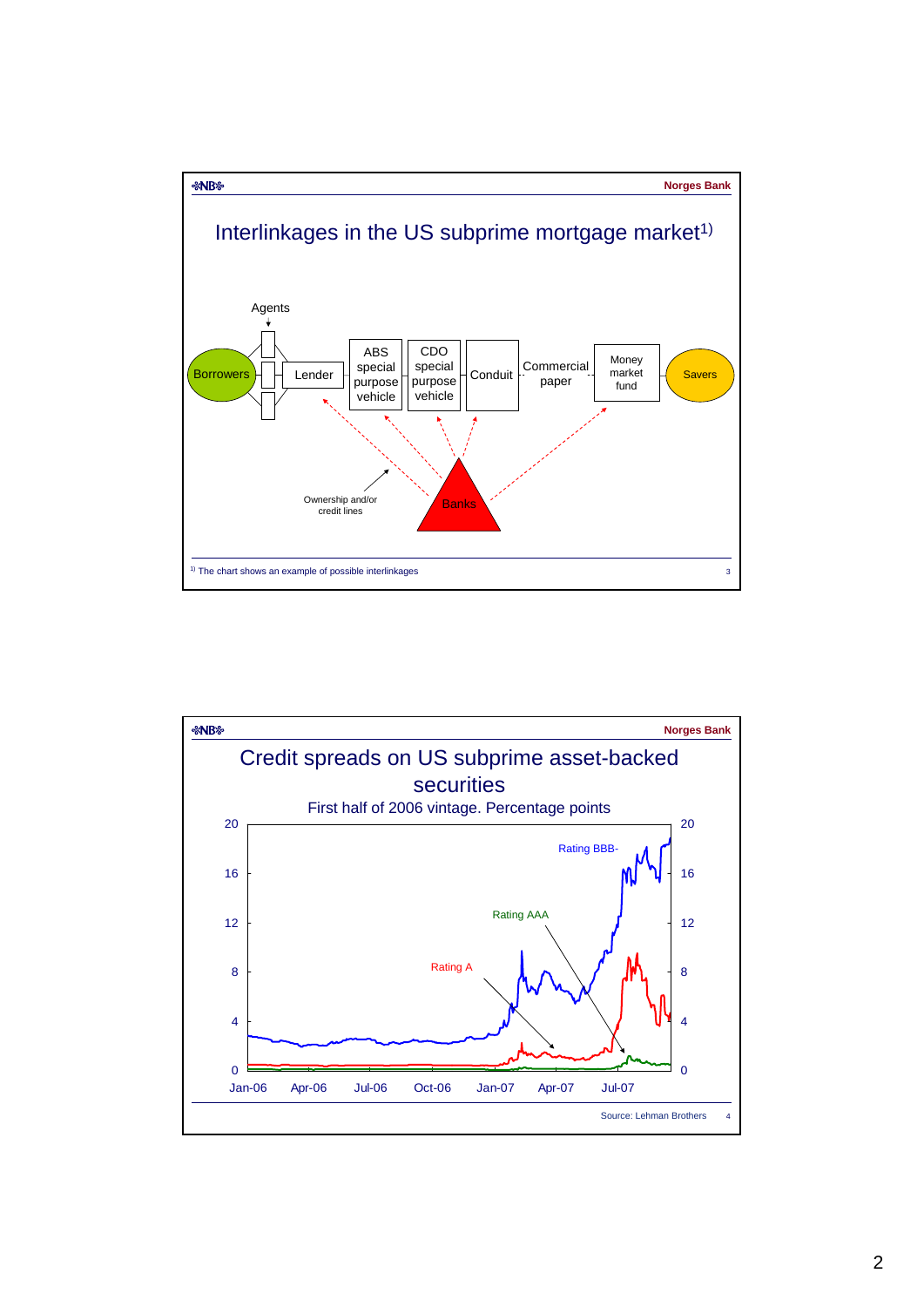Norges Bank

## Interlinkages in the US subprime mortgage market[1)]

Agents

Borrowers — Lender — ABS special purpose vehicle — CDO special purpose vehicle — Conduit — Commercial paper — Money market fund — Savers

Banks

Ownership and/or credit lines

[1)] The chart shows an example of possible interlinkages

Norges Bank

## Credit spreads on US subprime asset-backed securities

First half of 2006 vintage. Percentage points

Rating BBB-

Rating AAA

Rating A

Source: Lehman Brothers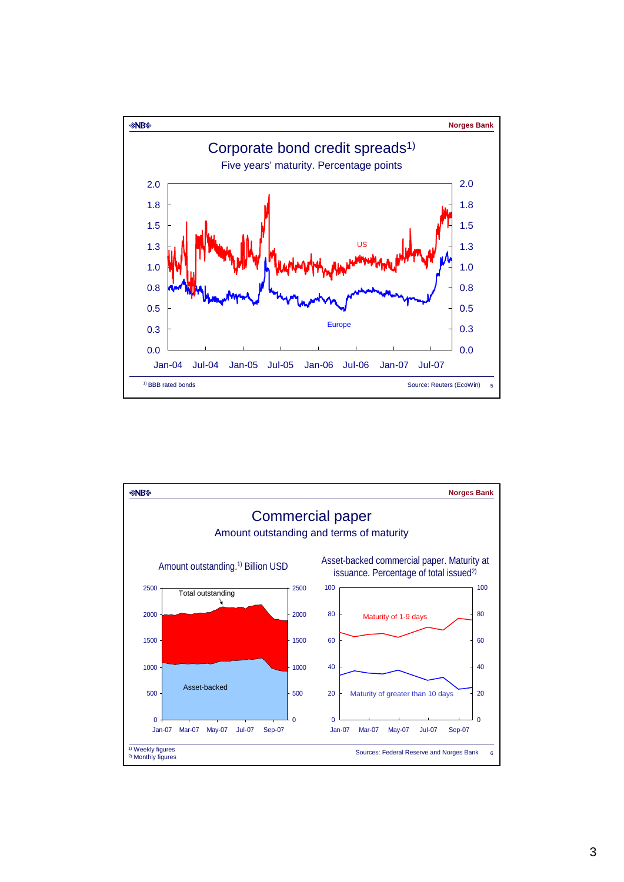## Corporate bond credit spreads[1)]

Five years' maturity. Percentage points

US

Europe

[1)] BBB rated bonds

Source: Reuters (EcoWin)

## Commercial paper

Amount outstanding and terms of maturity

Amount outstanding.[1)] Billion USD

Total outstanding

Asset-backed

Asset-backed commercial paper. Maturity at issuance. Percentage of total issued[2)]

Maturity of 1-9 days

Maturity of greater than 10 days

[1)] Weekly figures
[2)] Monthly figures

Sources: Federal Reserve and Norges Bank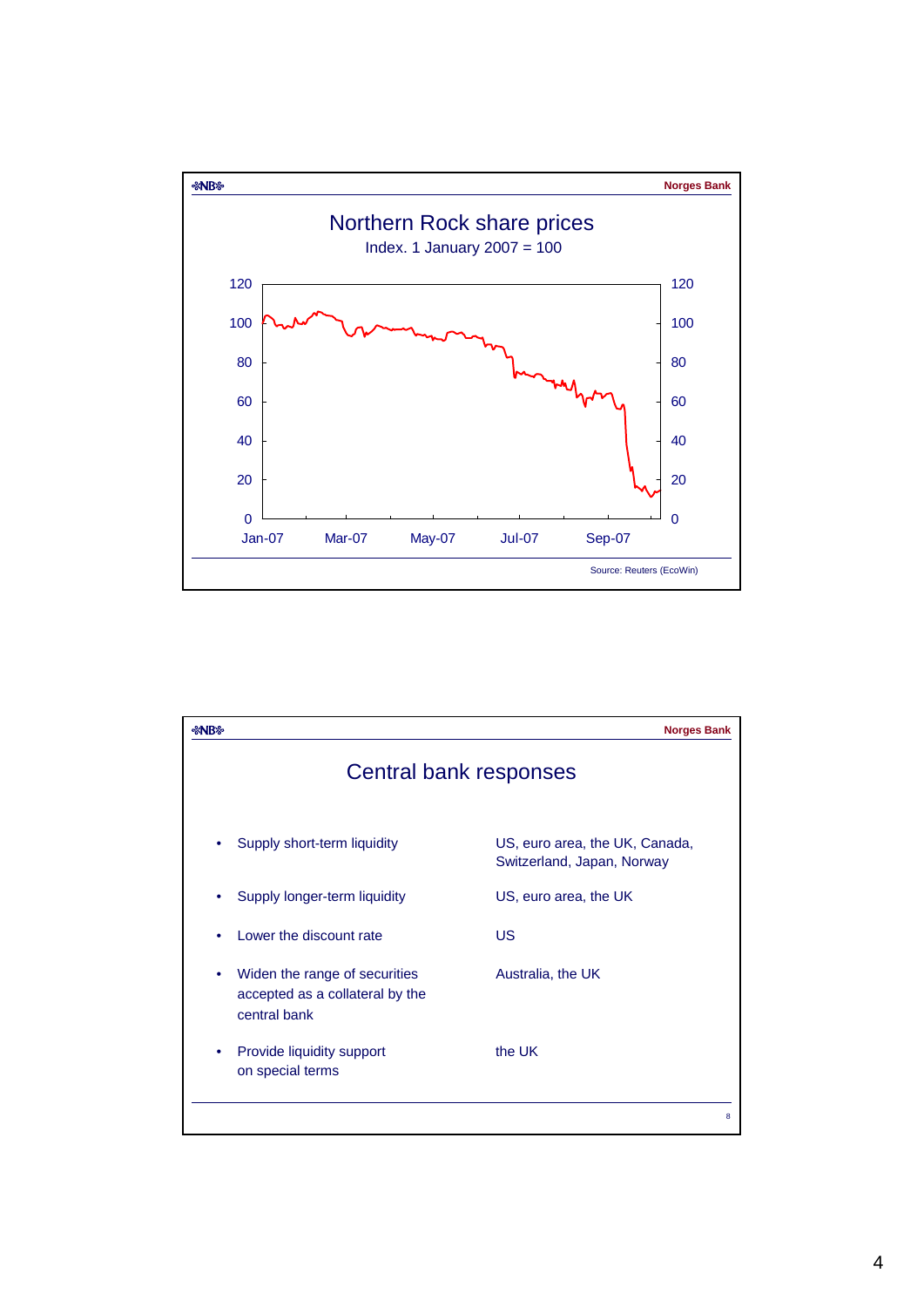## Northern Rock share prices

Index. 1 January 2007 = 100

Source: Reuters (EcoWin)

## Central bank responses

| | |
|---|---|
| • Supply short-term liquidity | US, euro area, the UK, Canada, Switzerland, Japan, Norway |
| • Supply longer-term liquidity | US, euro area, the UK |
| • Lower the discount rate | US |
| • Widen the range of securities accepted as a collateral by the central bank | Australia, the UK |
| • Provide liquidity support on special terms | the UK |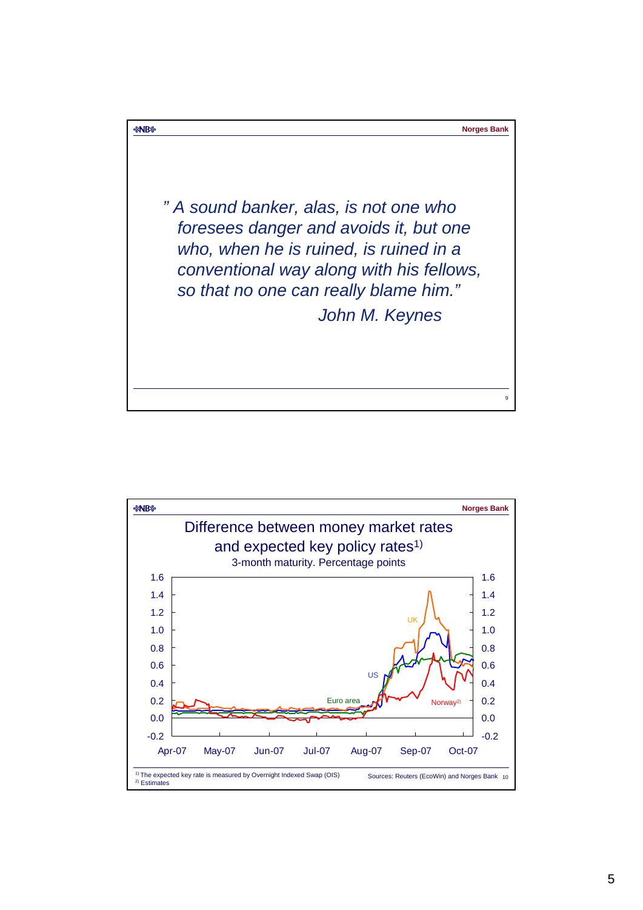> *" A sound banker, alas, is not one who foresees danger and avoids it, but one who, when he is ruined, is ruined in a conventional way along with his fellows, so that no one can really blame him."*
>
> *John M. Keynes*

## Difference between money market rates and expected key policy rates[1)]

3-month maturity. Percentage points

Chart series: UK, US, Euro area, Norway[2)]

Y-axis: -0.2 to 1.6. X-axis: Apr-07, May-07, Jun-07, Jul-07, Aug-07, Sep-07, Oct-07

[1)] The expected key rate is measured by Overnight Indexed Swap (OIS)
[2)] Estimates

Sources: Reuters (EcoWin) and Norges Bank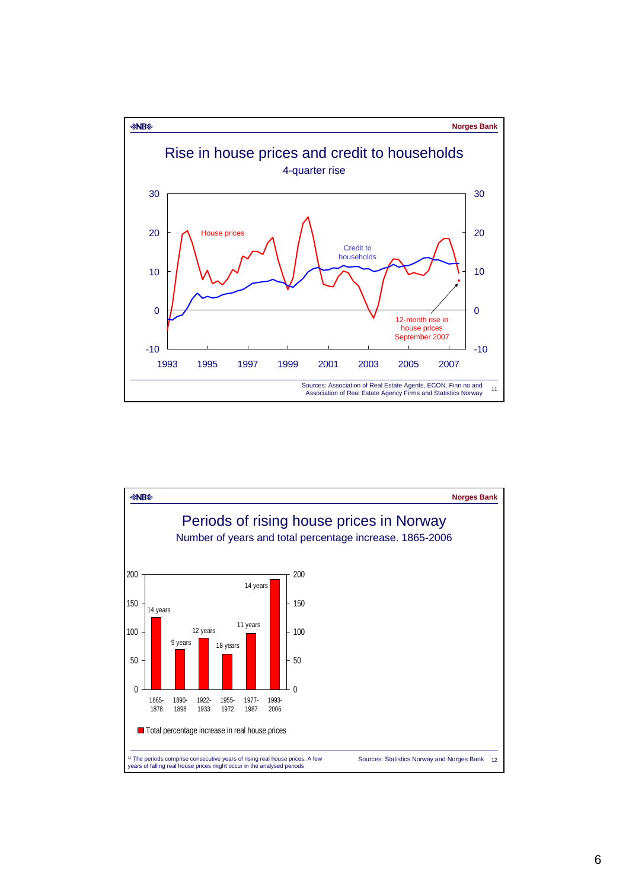Norges Bank

# Rise in house prices and credit to households

4-quarter rise

House prices

Credit to households

12-month rise in house prices September 2007

Sources: Association of Real Estate Agents, ECON, Finn.no and Association of Real Estate Agency Firms and Statistics Norway

Norges Bank

# Periods of rising house prices in Norway

Number of years and total percentage increase. 1865-2006

| Period | Years |
|---|---|
| 1865-1878 | 14 years |
| 1890-1898 | 9 years |
| 1922-1933 | 12 years |
| 1955-1972 | 18 years |
| 1977-1987 | 11 years |
| 1993-2006 | 14 years |

Total percentage increase in real house prices

[1] The periods comprise consecutive years of rising real house prices. A few years of falling real house prices might occur in the analysed periods

Sources: Statistics Norway and Norges Bank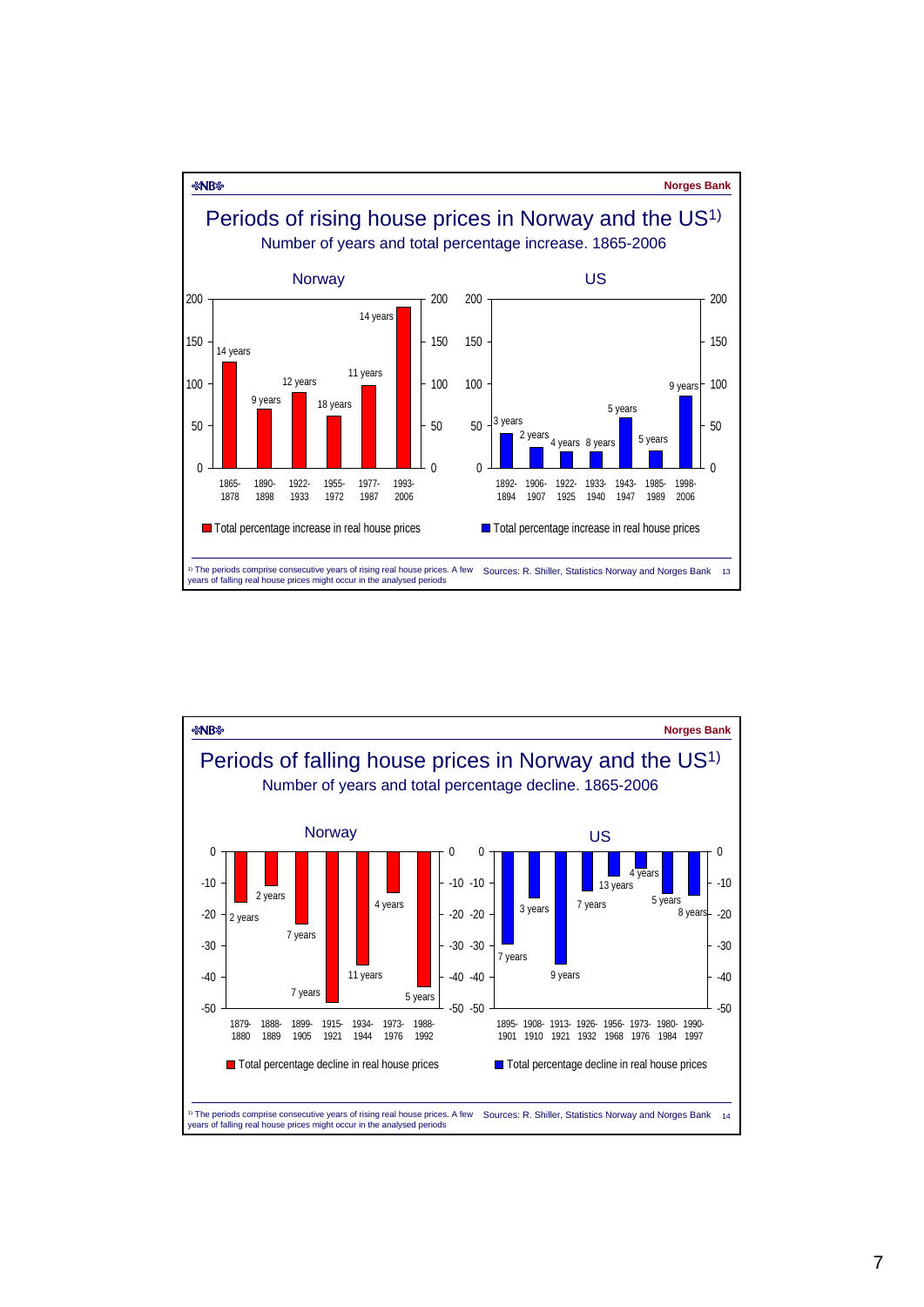Norges Bank

# Periods of rising house prices in Norway and the US[1)]

Number of years and total percentage increase. 1865-2006

**Norway**

| Period | Years | Total percentage increase in real house prices |
|---|---|---|
| 1865-1878 | 14 years | ~125 |
| 1890-1898 | 9 years | ~70 |
| 1922-1933 | 12 years | ~90 |
| 1955-1972 | 18 years | ~62 |
| 1977-1987 | 11 years | ~98 |
| 1993-2006 | 14 years | ~190 |

**US**

| Period | Years | Total percentage increase in real house prices |
|---|---|---|
| 1892-1894 | 3 years | ~42 |
| 1906-1907 | 2 years | ~25 |
| 1922-1925 | 4 years | ~20 |
| 1933-1940 | 8 years | ~20 |
| 1943-1947 | 5 years | ~60 |
| 1985-1989 | 5 years | ~20 |
| 1998-2006 | 9 years | ~85 |

[1)] The periods comprise consecutive years of rising real house prices. A few years of falling real house prices might occur in the analysed periods

Sources: R. Shiller, Statistics Norway and Norges Bank

Norges Bank

# Periods of falling house prices in Norway and the US[1)]

Number of years and total percentage decline. 1865-2006

**Norway**

| Period | Years | Total percentage decline in real house prices |
|---|---|---|
| 1879-1880 | 2 years | ~-16 |
| 1888-1889 | 2 years | ~-11 |
| 1899-1905 | 7 years | ~-23 |
| 1915-1921 | 7 years | ~-48 |
| 1934-1944 | 11 years | ~-36 |
| 1973-1976 | 4 years | ~-13 |
| 1988-1992 | 5 years | ~-43 |

**US**

| Period | Years | Total percentage decline in real house prices |
|---|---|---|
| 1895-1901 | 7 years | ~-30 |
| 1908-1910 | 3 years | ~-15 |
| 1913-1921 | 9 years | ~-36 |
| 1926-1932 | 7 years | ~-13 |
| 1956-1968 | 13 years | ~-8 |
| 1973-1976 | 4 years | ~-5 |
| 1980-1984 | 5 years | ~-13 |
| 1990-1997 | 8 years | ~-14 |

[1)] The periods comprise consecutive years of rising real house prices. A few years of falling real house prices might occur in the analysed periods

Sources: R. Shiller, Statistics Norway and Norges Bank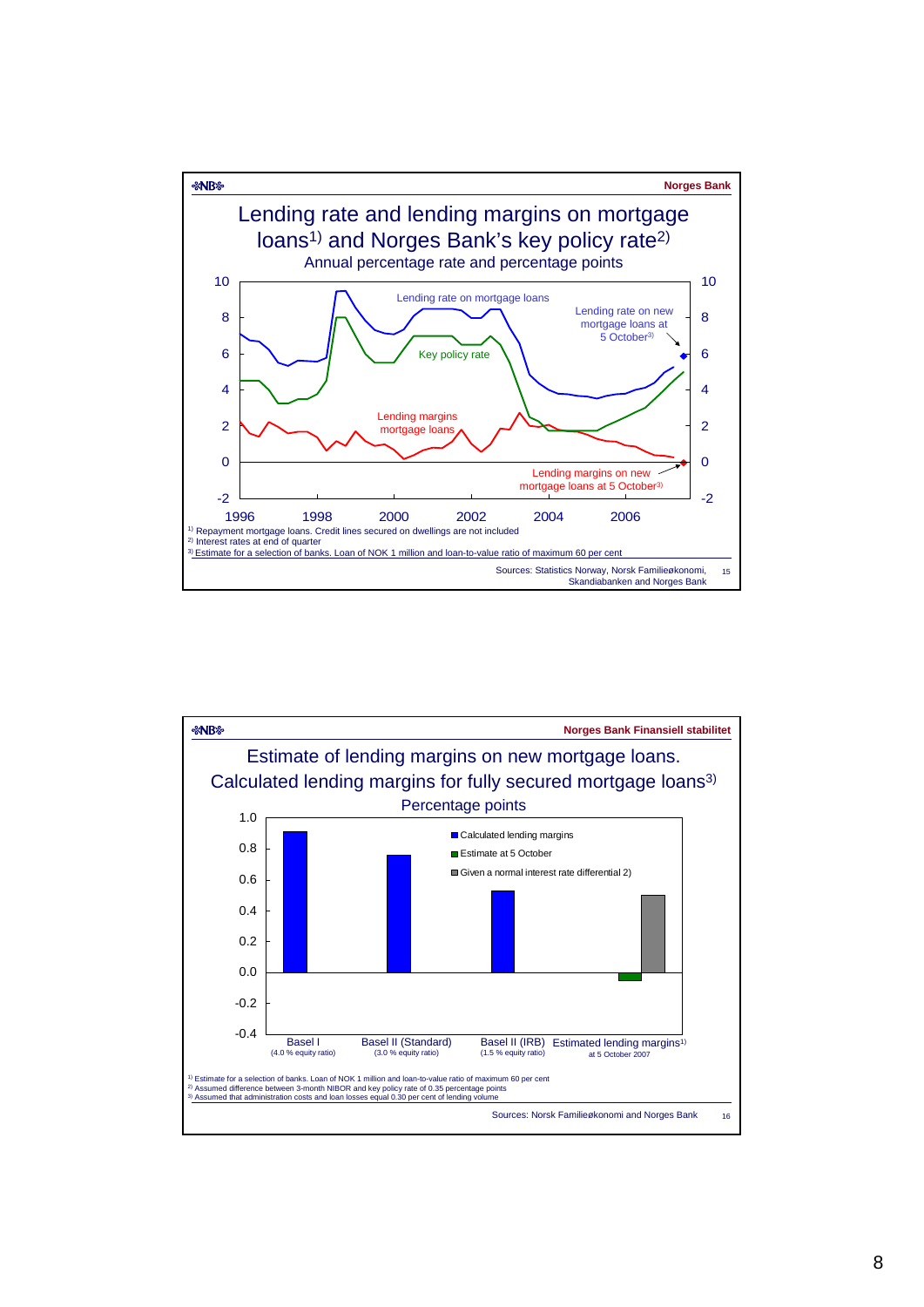Norges Bank

# Lending rate and lending margins on mortgage loans[1)] and Norges Bank's key policy rate[2)]

Annual percentage rate and percentage points

Lending rate on mortgage loans

Lending rate on new mortgage loans at 5 October[3)]

Key policy rate

Lending margins mortgage loans

Lending margins on new mortgage loans at 5 October[3)]

[1)] Repayment mortgage loans. Credit lines secured on dwellings are not included
[2)] Interest rates at end of quarter
[3)] Estimate for a selection of banks. Loan of NOK 1 million and loan-to-value ratio of maximum 60 per cent

Sources: Statistics Norway, Norsk Familieøkonomi, Skandiabanken and Norges Bank

15

Norges Bank Finansiell stabilitet

# Estimate of lending margins on new mortgage loans. Calculated lending margins for fully secured mortgage loans[3)]

Percentage points

| | Calculated lending margins | Estimate at 5 October | Given a normal interest rate differential 2) |
|---|---|---|---|
| Basel I (4.0 % equity ratio) | 0.91 | | |
| Basel II (Standard) (3.0 % equity ratio) | 0.76 | | |
| Basel II (IRB) (1.5 % equity ratio) | 0.53 | | |
| Estimated lending margins[1)] at 5 October 2007 | | -0.05 | 0.50 |

[1)] Estimate for a selection of banks. Loan of NOK 1 million and loan-to-value ratio of maximum 60 per cent
[2)] Assumed difference between 3-month NIBOR and key policy rate of 0.35 percentage points
[3)] Assumed that administration costs and loan losses equal 0.30 per cent of lending volume

Sources: Norsk Familieøkonomi and Norges Bank

16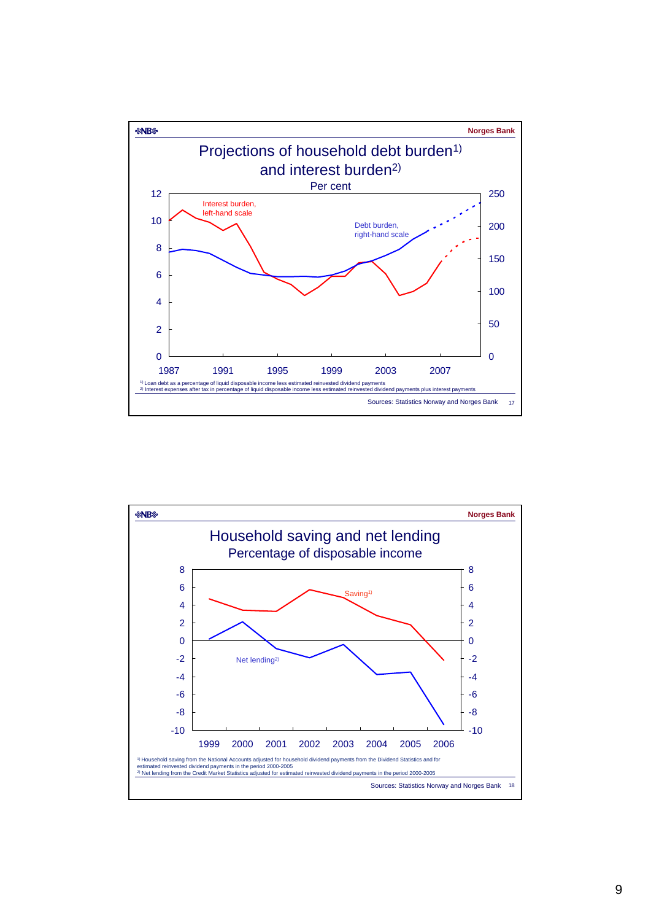Norges Bank

# Projections of household debt burden[1] and interest burden[2]

Per cent

Interest burden, left-hand scale

Debt burden, right-hand scale

[1] Loan debt as a percentage of liquid disposable income less estimated reinvested dividend payments
[2] Interest expenses after tax in percentage of liquid disposable income less estimated reinvested dividend payments plus interest payments

Sources: Statistics Norway and Norges Bank

Norges Bank

# Household saving and net lending

Percentage of disposable income

Saving[1]

Net lending[2]

[1] Household saving from the National Accounts adjusted for household dividend payments from the Dividend Statistics and for estimated reinvested dividend payments in the period 2000-2005
[2] Net lending from the Credit Market Statistics adjusted for estimated reinvested dividend payments in the period 2000-2005

Sources: Statistics Norway and Norges Bank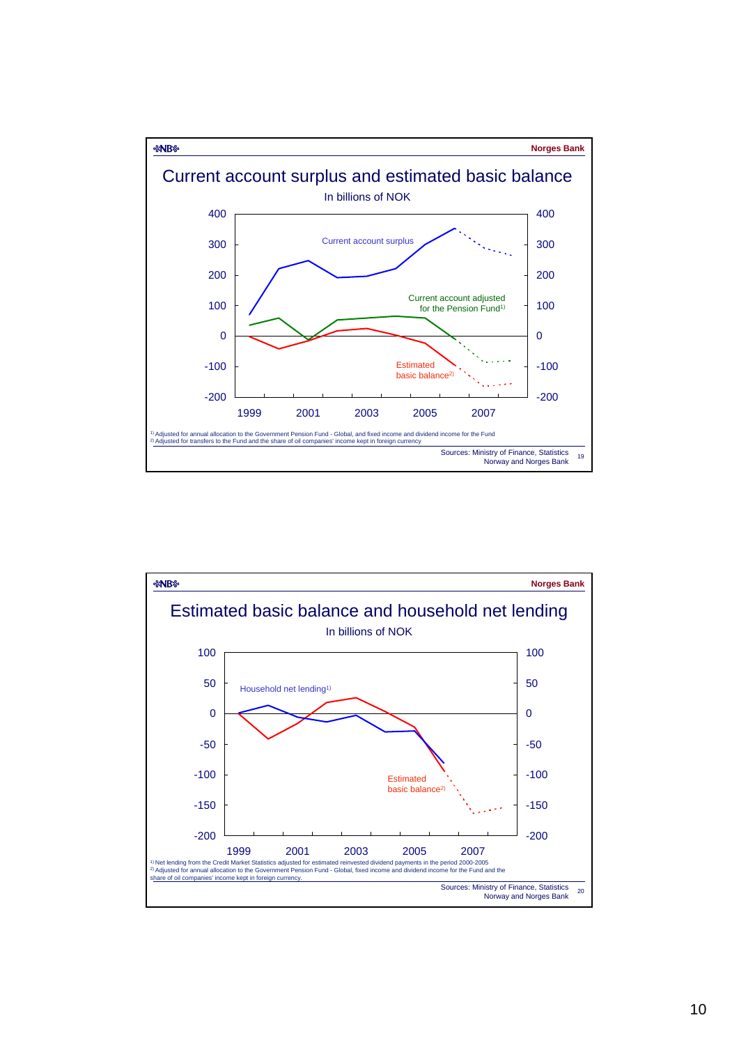Norges Bank

## Current account surplus and estimated basic balance

In billions of NOK

400
300
200
100
0
-100
-200

1999
2001
2003
2005
2007

Current account surplus

Current account adjusted for the Pension Fund[1)]

Estimated basic balance[2)]

[1)] Adjusted for annual allocation to the Government Pension Fund - Global, and fixed income and dividend income for the Fund
[2)] Adjusted for transfers to the Fund and the share of oil companies' income kept in foreign currency

Sources: Ministry of Finance, Statistics Norway and Norges Bank

19

Norges Bank

## Estimated basic balance and household net lending

In billions of NOK

100
50
0
-50
-100
-150
-200

1999
2001
2003
2005
2007

Household net lending[1)]

Estimated basic balance[2)]

[1)] Net lending from the Credit Market Statistics adjusted for estimated reinvested dividend payments in the period 2000-2005
[2)] Adjusted for annual allocation to the Government Pension Fund - Global, fixed income and dividend income for the Fund and the share of oil companies' income kept in foreign currency.

Sources: Ministry of Finance, Statistics Norway and Norges Bank

20